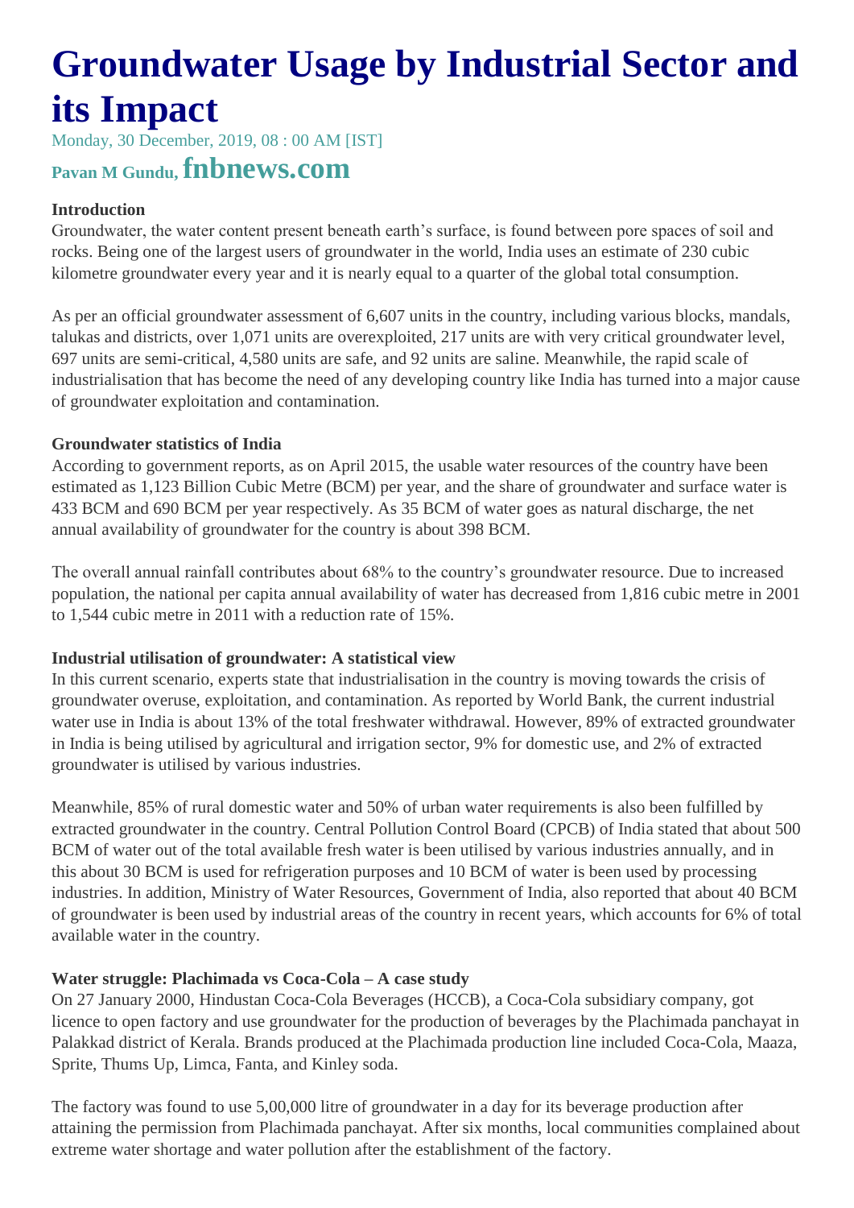# Groundwater Usage by Industrial Sector and its Impact

Monday, 30 December, 2019, 08 : 00 AM [IST]

**Pavan M Gundu, fnbnews.com**

**Introduction**

Groundwater, the water content present beneath earth's surface, is found between pore spaces of soil and rocks. Being one of the largest users of groundwater in the world, India uses an estimate of 230 cubic kilometre groundwater every year and it is nearly equal to a quarter of the global total consumption.

As per an official groundwater assessment of 6,607 units in the country, including various blocks, mandals, talukas and districts, over 1,071 units are overexploited, 217 units are with very critical groundwater level, 697 units are semi-critical, 4,580 units are safe, and 92 units are saline. Meanwhile, the rapid scale of industrialisation that has become the need of any developing country like India has turned into a major cause of groundwater exploitation and contamination.

**Groundwater statistics of India**

According to government reports, as on April 2015, the usable water resources of the country have been estimated as 1,123 Billion Cubic Metre (BCM) per year, and the share of groundwater and surface water is 433 BCM and 690 BCM per year respectively. As 35 BCM of water goes as natural discharge, the net annual availability of groundwater for the country is about 398 BCM.

The overall annual rainfall contributes about 68% to the country's groundwater resource. Due to increased population, the national per capita annual availability of water has decreased from 1,816 cubic metre in 2001 to 1,544 cubic metre in 2011 with a reduction rate of 15%.

**Industrial utilisation of groundwater: A statistical view**

In this current scenario, experts state that industrialisation in the country is moving towards the crisis of groundwater overuse, exploitation, and contamination. As reported by World Bank, the current industrial water use in India is about 13% of the total freshwater withdrawal. However, 89% of extracted groundwater in India is being utilised by agricultural and irrigation sector, 9% for domestic use, and 2% of extracted groundwater is utilised by various industries.

Meanwhile, 85% of rural domestic water and 50% of urban water requirements is also been fulfilled by extracted groundwater in the country. Central Pollution Control Board (CPCB) of India stated that about 500 BCM of water out of the total available fresh water is been utilised by various industries annually, and in this about 30 BCM is used for refrigeration purposes and 10 BCM of water is been used by processing industries. In addition, Ministry of Water Resources, Government of India, also reported that about 40 BCM of groundwater is been used by industrial areas of the country in recent years, which accounts for 6% of total available water in the country.

**Water struggle: Plachimada vs Coca-Cola – A case study**

On 27 January 2000, Hindustan Coca-Cola Beverages (HCCB), a Coca-Cola subsidiary company, got licence to open factory and use groundwater for the production of beverages by the Plachimada panchayat in Palakkad district of Kerala. Brands produced at the Plachimada production line included Coca-Cola, Maaza, Sprite, Thums Up, Limca, Fanta, and Kinley soda.

The factory was found to use 5,00,000 litre of groundwater in a day for its beverage production after attaining the permission from Plachimada panchayat. After six months, local communities complained about extreme water shortage and water pollution after the establishment of the factory.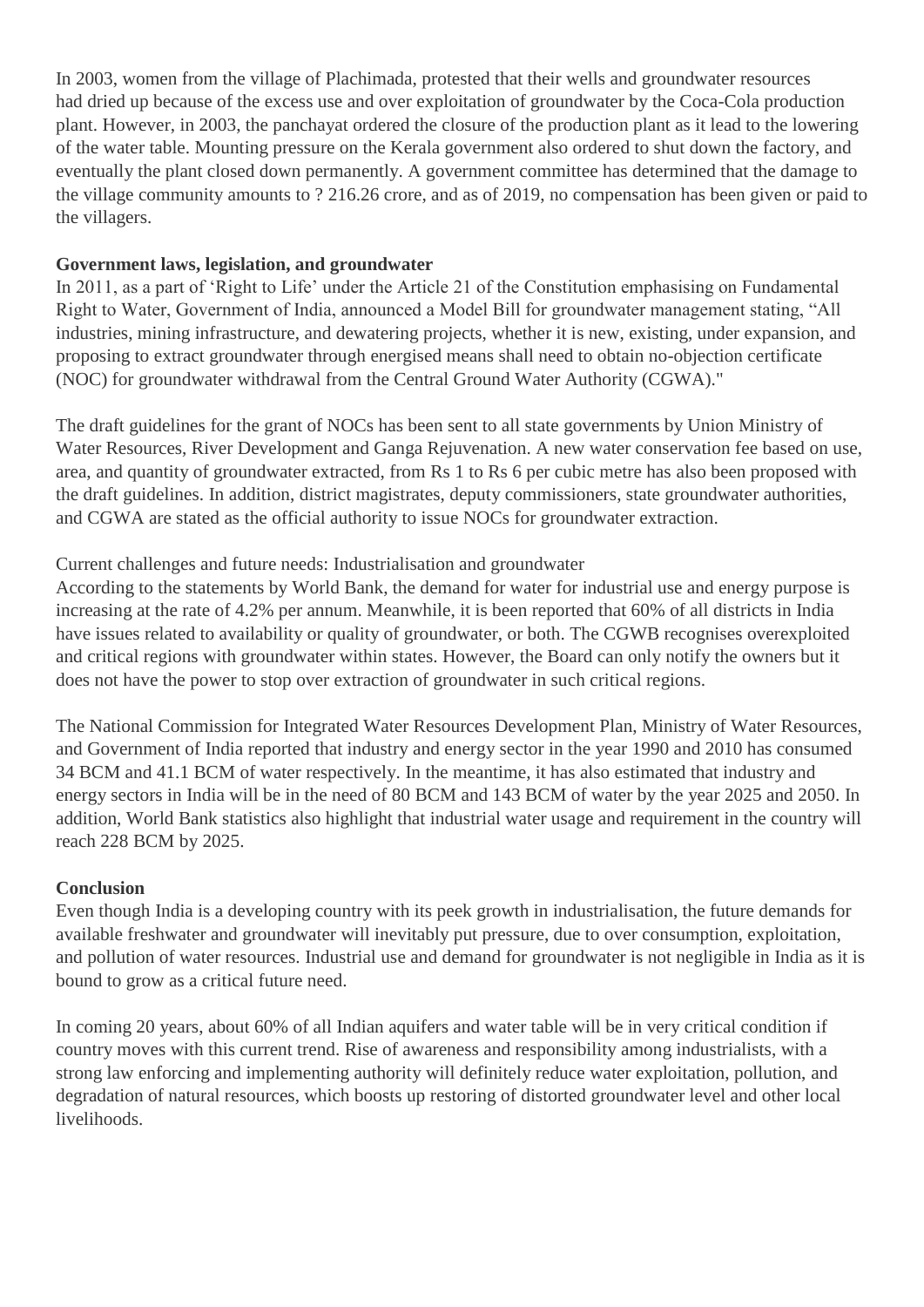In 2003, women from the village of Plachimada, protested that their wells and groundwater resources had dried up because of the excess use and over exploitation of groundwater by the Coca-Cola production plant. However, in 2003, the panchayat ordered the closure of the production plant as it lead to the lowering of the water table. Mounting pressure on the Kerala government also ordered to shut down the factory, and eventually the plant closed down permanently. A government committee has determined that the damage to the village community amounts to ? 216.26 crore, and as of 2019, no compensation has been given or paid to the villagers.

**Government laws, legislation, and groundwater**

In 2011, as a part of 'Right to Life' under the Article 21 of the Constitution emphasising on Fundamental Right to Water, Government of India, announced a Model Bill for groundwater management stating, "All industries, mining infrastructure, and dewatering projects, whether it is new, existing, under expansion, and proposing to extract groundwater through energised means shall need to obtain no-objection certificate (NOC) for groundwater withdrawal from the Central Ground Water Authority (CGWA)."

The draft guidelines for the grant of NOCs has been sent to all state governments by Union Ministry of Water Resources, River Development and Ganga Rejuvenation. A new water conservation fee based on use, area, and quantity of groundwater extracted, from Rs 1 to Rs 6 per cubic metre has also been proposed with the draft guidelines. In addition, district magistrates, deputy commissioners, state groundwater authorities, and CGWA are stated as the official authority to issue NOCs for groundwater extraction.

Current challenges and future needs: Industrialisation and groundwater

According to the statements by World Bank, the demand for water for industrial use and energy purpose is increasing at the rate of 4.2% per annum. Meanwhile, it is been reported that 60% of all districts in India have issues related to availability or quality of groundwater, or both. The CGWB recognises overexploited and critical regions with groundwater within states. However, the Board can only notify the owners but it does not have the power to stop over extraction of groundwater in such critical regions.

The National Commission for Integrated Water Resources Development Plan, Ministry of Water Resources, and Government of India reported that industry and energy sector in the year 1990 and 2010 has consumed 34 BCM and 41.1 BCM of water respectively. In the meantime, it has also estimated that industry and energy sectors in India will be in the need of 80 BCM and 143 BCM of water by the year 2025 and 2050. In addition, World Bank statistics also highlight that industrial water usage and requirement in the country will reach 228 BCM by 2025.

**Conclusion**

Even though India is a developing country with its peek growth in industrialisation, the future demands for available freshwater and groundwater will inevitably put pressure, due to over consumption, exploitation, and pollution of water resources. Industrial use and demand for groundwater is not negligible in India as it is bound to grow as a critical future need.

In coming 20 years, about 60% of all Indian aquifers and water table will be in very critical condition if country moves with this current trend. Rise of awareness and responsibility among industrialists, with a strong law enforcing and implementing authority will definitely reduce water exploitation, pollution, and degradation of natural resources, which boosts up restoring of distorted groundwater level and other local livelihoods.